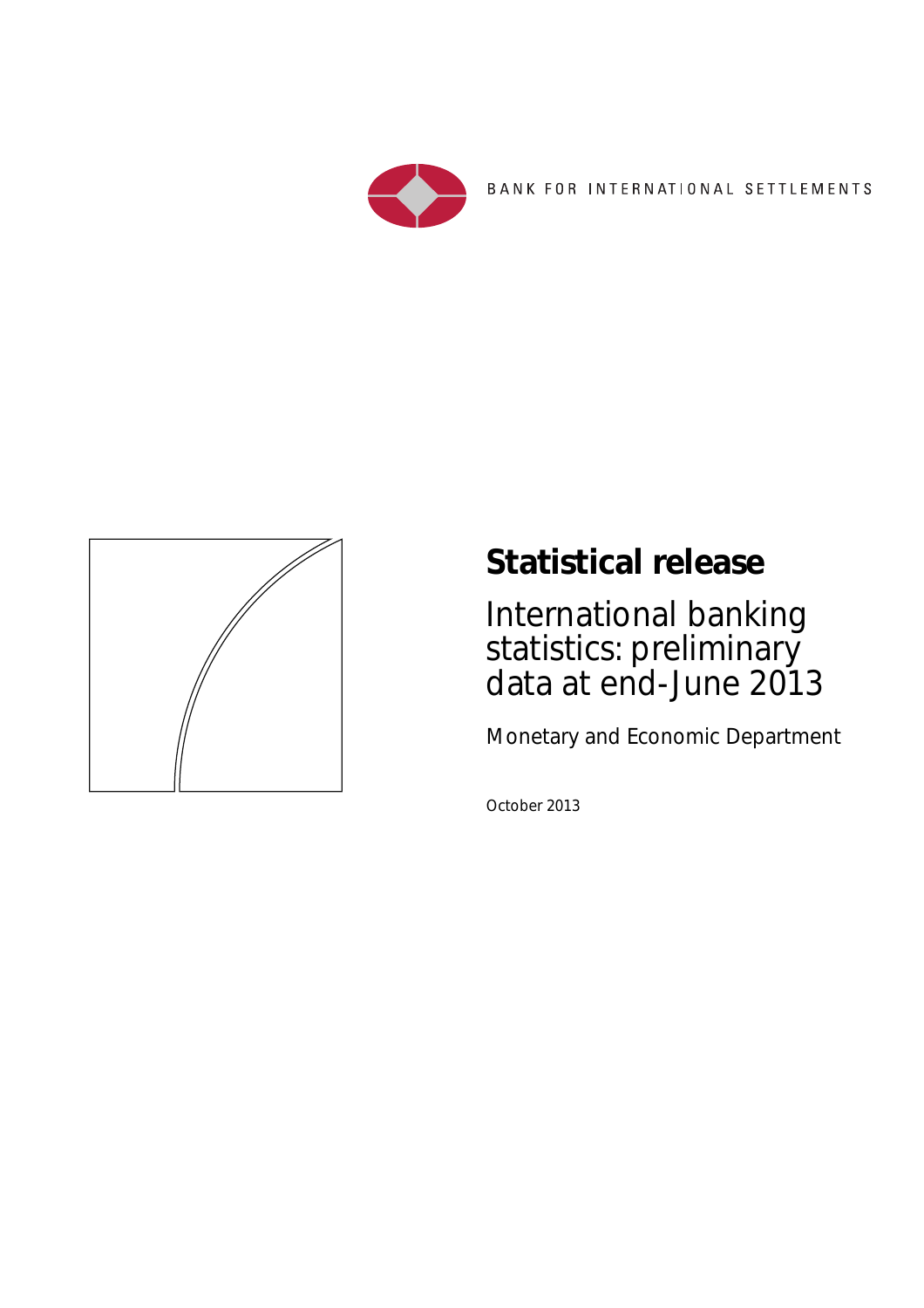BANK FOR INTERNATIONAL SETTLEMENTS

# Statistical release

## International banking statistics: preliminary data at end-June 2013

Monetary and Economic Department

October 2013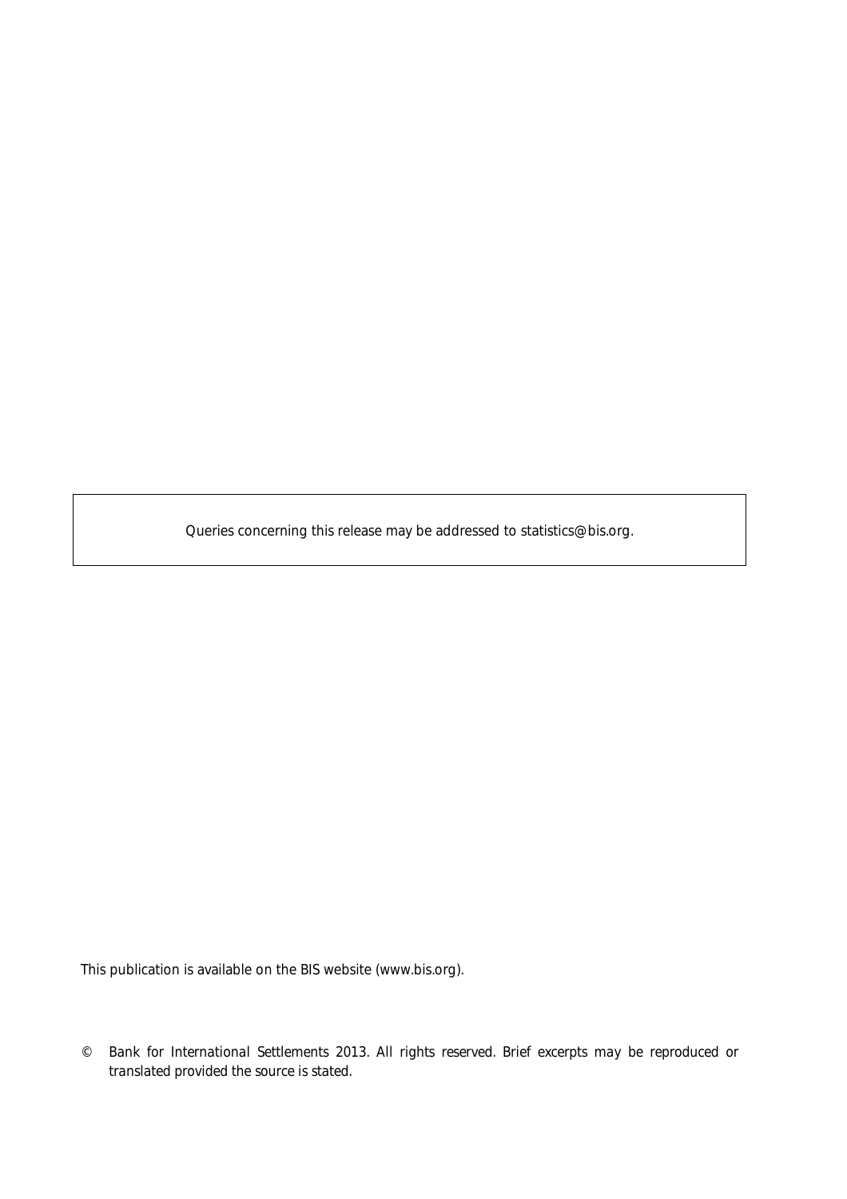Queries concerning this release may be addressed to statistics@bis.org.

This publication is available on the BIS website (www.bis.org).

© Bank for International Settlements 2013. All rights reserved. Brief excerpts may be reproduced or translated provided the source is stated.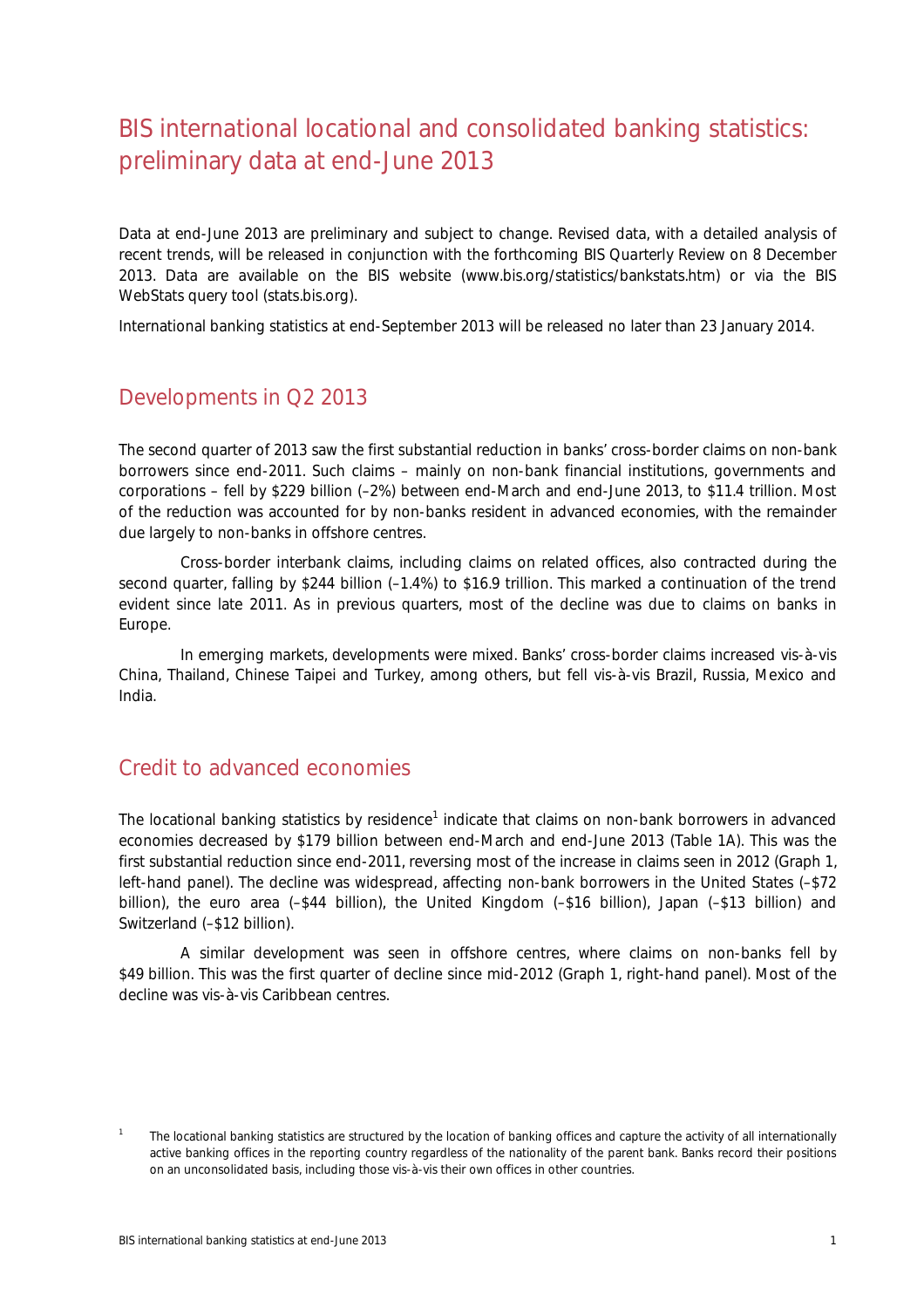# BIS international locational and consolidated banking statistics: preliminary data at end-June 2013

Data at end-June 2013 are preliminary and subject to change. Revised data, with a detailed analysis of recent trends, will be released in conjunction with the forthcoming BIS Quarterly Review on 8 December 2013. Data are available on the BIS website (www.bis.org/statistics/bankstats.htm) or via the BIS WebStats query tool (stats.bis.org).

International banking statistics at end-September 2013 will be released no later than 23 January 2014.

## Developments in Q2 2013

The second quarter of 2013 saw the first substantial reduction in banks' cross-border claims on non-bank borrowers since end-2011. Such claims – mainly on non-bank financial institutions, governments and corporations – fell by $229 billion (–2%) between end-March and end-June 2013, to $11.4 trillion. Most of the reduction was accounted for by non-banks resident in advanced economies, with the remainder due largely to non-banks in offshore centres.

Cross-border interbank claims, including claims on related offices, also contracted during the second quarter, falling by $244 billion (–1.4%) to $16.9 trillion. This marked a continuation of the trend evident since late 2011. As in previous quarters, most of the decline was due to claims on banks in Europe.

In emerging markets, developments were mixed. Banks' cross-border claims increased vis-à-vis China, Thailand, Chinese Taipei and Turkey, among others, but fell vis-à-vis Brazil, Russia, Mexico and India.

## Credit to advanced economies

The locational banking statistics by residence[1] indicate that claims on non-bank borrowers in advanced economies decreased by $179 billion between end-March and end-June 2013 (Table 1A). This was the first substantial reduction since end-2011, reversing most of the increase in claims seen in 2012 (Graph 1, left-hand panel). The decline was widespread, affecting non-bank borrowers in the United States (–$72 billion), the euro area (–$44 billion), the United Kingdom (–$16 billion), Japan (–$13 billion) and Switzerland (–$12 billion).

A similar development was seen in offshore centres, where claims on non-banks fell by $49 billion. This was the first quarter of decline since mid-2012 (Graph 1, right-hand panel). Most of the decline was vis-à-vis Caribbean centres.

[1] The locational banking statistics are structured by the location of banking offices and capture the activity of all internationally active banking offices in the reporting country regardless of the nationality of the parent bank. Banks record their positions on an unconsolidated basis, including those vis-à-vis their own offices in other countries.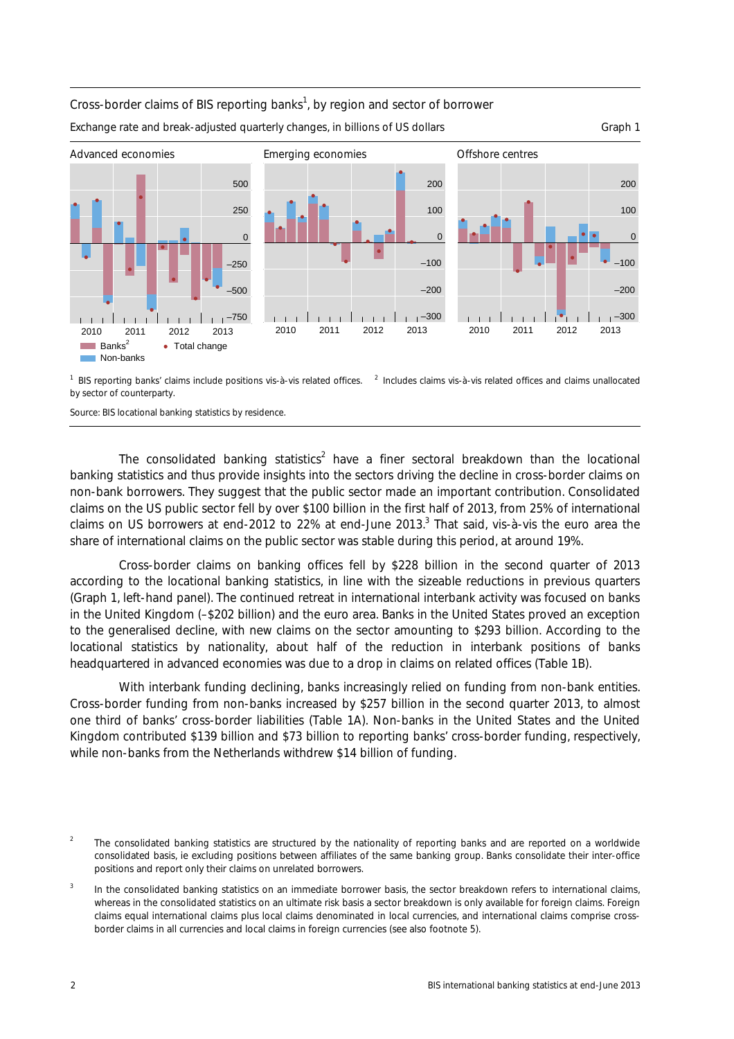Cross-border claims of BIS reporting banks[1], by region and sector of borrower

Exchange rate and break-adjusted quarterly changes, in billions of US dollars

Graph 1

[1] BIS reporting banks' claims include positions vis-à-vis related offices. [2] Includes claims vis-à-vis related offices and claims unallocated by sector of counterparty.

Source: BIS locational banking statistics by residence.

The consolidated banking statistics[2] have a finer sectoral breakdown than the locational banking statistics and thus provide insights into the sectors driving the decline in cross-border claims on non-bank borrowers. They suggest that the public sector made an important contribution. Consolidated claims on the US public sector fell by over $100 billion in the first half of 2013, from 25% of international claims on US borrowers at end-2012 to 22% at end-June 2013.[3] That said, vis-à-vis the euro area the share of international claims on the public sector was stable during this period, at around 19%.

Cross-border claims on banking offices fell by $228 billion in the second quarter of 2013 according to the locational banking statistics, in line with the sizeable reductions in previous quarters (Graph 1, left-hand panel). The continued retreat in international interbank activity was focused on banks in the United Kingdom (–$202 billion) and the euro area. Banks in the United States proved an exception to the generalised decline, with new claims on the sector amounting to $293 billion. According to the locational statistics by nationality, about half of the reduction in interbank positions of banks headquartered in advanced economies was due to a drop in claims on related offices (Table 1B).

With interbank funding declining, banks increasingly relied on funding from non-bank entities. Cross-border funding from non-banks increased by $257 billion in the second quarter 2013, to almost one third of banks' cross-border liabilities (Table 1A). Non-banks in the United States and the United Kingdom contributed $139 billion and $73 billion to reporting banks' cross-border funding, respectively, while non-banks from the Netherlands withdrew $14 billion of funding.

[2] The consolidated banking statistics are structured by the nationality of reporting banks and are reported on a worldwide consolidated basis, ie excluding positions between affiliates of the same banking group. Banks consolidate their inter-office positions and report only their claims on unrelated borrowers.

[3] In the consolidated banking statistics on an immediate borrower basis, the sector breakdown refers to international claims, whereas in the consolidated statistics on an ultimate risk basis a sector breakdown is only available for foreign claims. Foreign claims equal international claims plus local claims denominated in local currencies, and international claims comprise cross-border claims in all currencies and local claims in foreign currencies (see also footnote 5).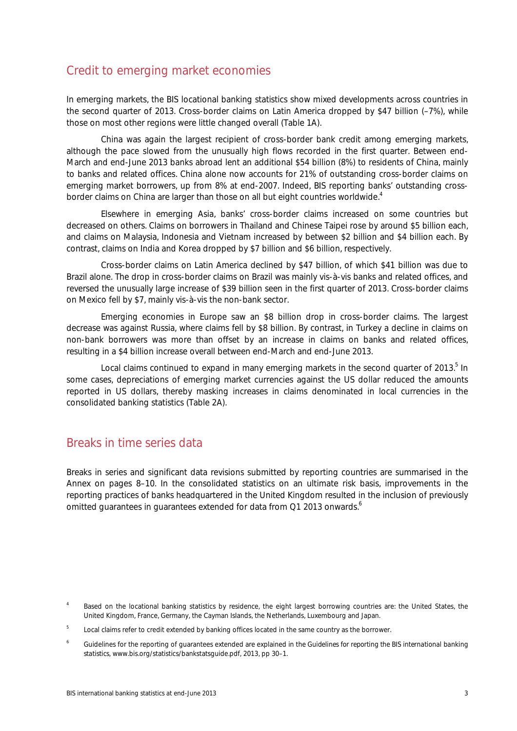## Credit to emerging market economies

In emerging markets, the BIS locational banking statistics show mixed developments across countries in the second quarter of 2013. Cross-border claims on Latin America dropped by $47 billion (–7%), while those on most other regions were little changed overall (Table 1A).

China was again the largest recipient of cross-border bank credit among emerging markets, although the pace slowed from the unusually high flows recorded in the first quarter. Between end-March and end-June 2013 banks abroad lent an additional $54 billion (8%) to residents of China, mainly to banks and related offices. China alone now accounts for 21% of outstanding cross-border claims on emerging market borrowers, up from 8% at end-2007. Indeed, BIS reporting banks' outstanding cross-border claims on China are larger than those on all but eight countries worldwide.[4]

Elsewhere in emerging Asia, banks' cross-border claims increased on some countries but decreased on others. Claims on borrowers in Thailand and Chinese Taipei rose by around $5 billion each, and claims on Malaysia, Indonesia and Vietnam increased by between $2 billion and $4 billion each. By contrast, claims on India and Korea dropped by $7 billion and $6 billion, respectively.

Cross-border claims on Latin America declined by $47 billion, of which $41 billion was due to Brazil alone. The drop in cross-border claims on Brazil was mainly vis-à-vis banks and related offices, and reversed the unusually large increase of $39 billion seen in the first quarter of 2013. Cross-border claims on Mexico fell by $7, mainly vis-à-vis the non-bank sector.

Emerging economies in Europe saw an $8 billion drop in cross-border claims. The largest decrease was against Russia, where claims fell by $8 billion. By contrast, in Turkey a decline in claims on non-bank borrowers was more than offset by an increase in claims on banks and related offices, resulting in a $4 billion increase overall between end-March and end-June 2013.

Local claims continued to expand in many emerging markets in the second quarter of 2013.[5] In some cases, depreciations of emerging market currencies against the US dollar reduced the amounts reported in US dollars, thereby masking increases in claims denominated in local currencies in the consolidated banking statistics (Table 2A).

## Breaks in time series data

Breaks in series and significant data revisions submitted by reporting countries are summarised in the Annex on pages 8–10. In the consolidated statistics on an ultimate risk basis, improvements in the reporting practices of banks headquartered in the United Kingdom resulted in the inclusion of previously omitted guarantees in guarantees extended for data from Q1 2013 onwards.[6]

[4] Based on the locational banking statistics by residence, the eight largest borrowing countries are: the United States, the United Kingdom, France, Germany, the Cayman Islands, the Netherlands, Luxembourg and Japan.

[5] Local claims refer to credit extended by banking offices located in the same country as the borrower.

[6] Guidelines for the reporting of guarantees extended are explained in the Guidelines for reporting the BIS international banking statistics, www.bis.org/statistics/bankstatsguide.pdf, 2013, pp 30–1.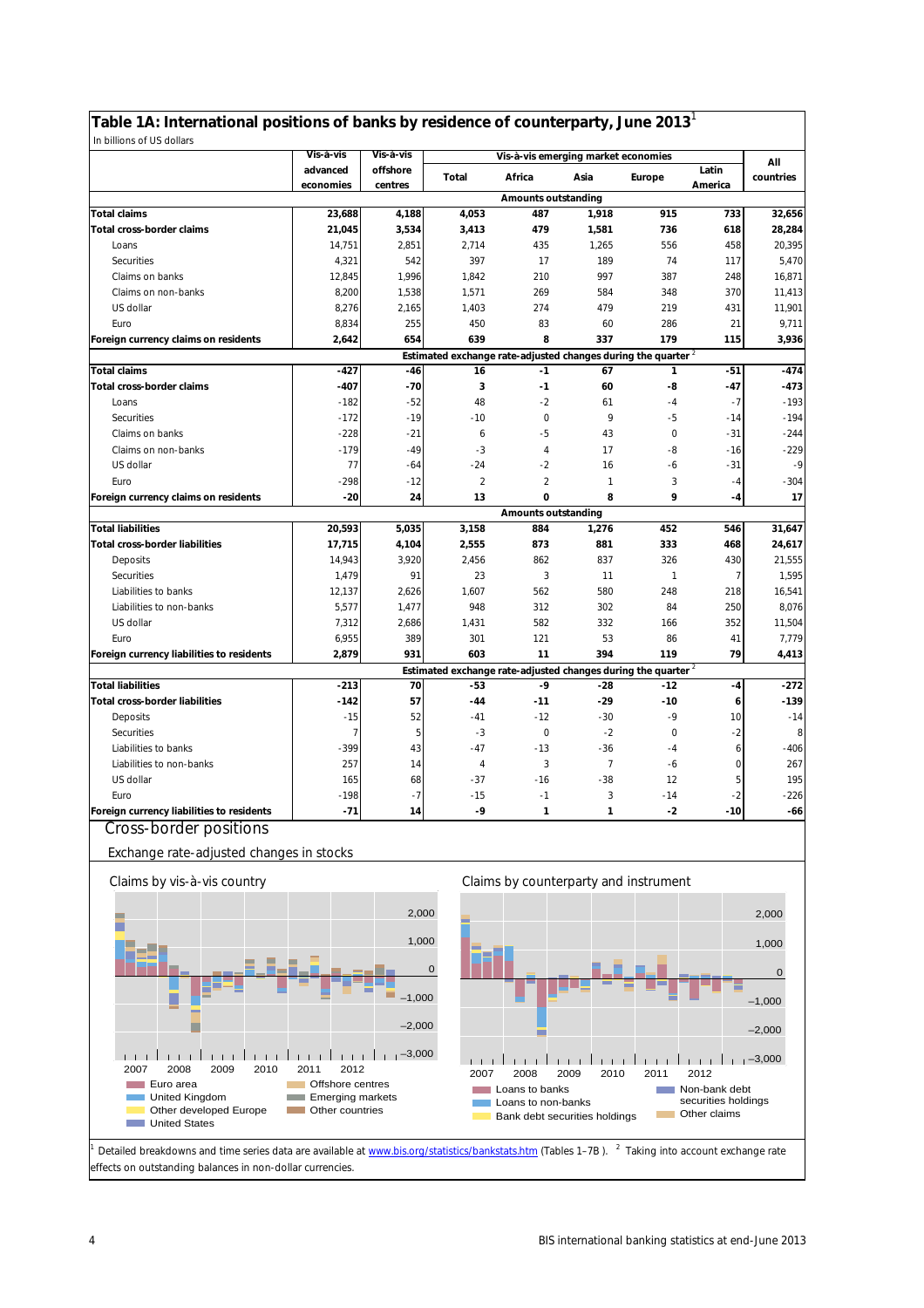## Table 1A: International positions of banks by residence of counterparty, June 2013[1]

In billions of US dollars

| | Vis-à-vis advanced economies | Vis-à-vis offshore centres | Vis-à-vis emerging market economies | | | | | All countries |
|---|---|---|---|---|---|---|---|---|
| | | | Total | Africa | Asia | Europe | Latin America | |
| | | | **Amounts outstanding** | | | | | |
| **Total claims** | **23,688** | **4,188** | **4,053** | **487** | **1,918** | **915** | **733** | **32,656** |
| **Total cross-border claims** | **21,045** | **3,534** | **3,413** | **479** | **1,581** | **736** | **618** | **28,284** |
| Loans | 14,751 | 2,851 | 2,714 | 435 | 1,265 | 556 | 458 | 20,395 |
| Securities | 4,321 | 542 | 397 | 17 | 189 | 74 | 117 | 5,470 |
| Claims on banks | 12,845 | 1,996 | 1,842 | 210 | 997 | 387 | 248 | 16,871 |
| Claims on non-banks | 8,200 | 1,538 | 1,571 | 269 | 584 | 348 | 370 | 11,413 |
| US dollar | 8,276 | 2,165 | 1,403 | 274 | 479 | 219 | 431 | 11,901 |
| Euro | 8,834 | 255 | 450 | 83 | 60 | 286 | 21 | 9,711 |
| **Foreign currency claims on residents** | **2,642** | **654** | **639** | **8** | **337** | **179** | **115** | **3,936** |
| | | | **Estimated exchange rate-adjusted changes during the quarter**[2] | | | | | |
| **Total claims** | **-427** | **-46** | **16** | **-1** | **67** | **1** | **-51** | **-474** |
| **Total cross-border claims** | **-407** | **-70** | **3** | **-1** | **60** | **-8** | **-47** | **-473** |
| Loans | -182 | -52 | 48 | -2 | 61 | -4 | -7 | -193 |
| Securities | -172 | -19 | -10 | 0 | 9 | -5 | -14 | -194 |
| Claims on banks | -228 | -21 | 6 | -5 | 43 | 0 | -31 | -244 |
| Claims on non-banks | -179 | -49 | -3 | 4 | 17 | -8 | -16 | -229 |
| US dollar | 77 | -64 | -24 | -2 | 16 | -6 | -31 | -9 |
| Euro | -298 | -12 | 2 | 2 | 1 | 3 | -4 | -304 |
| **Foreign currency claims on residents** | **-20** | **24** | **13** | **0** | **8** | **9** | **-4** | **17** |
| | | | **Amounts outstanding** | | | | | |
| **Total liabilities** | **20,593** | **5,035** | **3,158** | **884** | **1,276** | **452** | **546** | **31,647** |
| **Total cross-border liabilities** | **17,715** | **4,104** | **2,555** | **873** | **881** | **333** | **468** | **24,617** |
| Deposits | 14,943 | 3,920 | 2,456 | 862 | 837 | 326 | 430 | 21,555 |
| Securities | 1,479 | 91 | 23 | 3 | 11 | 1 | 7 | 1,595 |
| Liabilities to banks | 12,137 | 2,626 | 1,607 | 562 | 580 | 248 | 218 | 16,541 |
| Liabilities to non-banks | 5,577 | 1,477 | 948 | 312 | 302 | 84 | 250 | 8,076 |
| US dollar | 7,312 | 2,686 | 1,431 | 582 | 332 | 166 | 352 | 11,504 |
| Euro | 6,955 | 389 | 301 | 121 | 53 | 86 | 41 | 7,779 |
| **Foreign currency liabilities to residents** | **2,879** | **931** | **603** | **11** | **394** | **119** | **79** | **4,413** |
| | | | **Estimated exchange rate-adjusted changes during the quarter**[2] | | | | | |
| **Total liabilities** | **-213** | **70** | **-53** | **-9** | **-28** | **-12** | **-4** | **-272** |
| **Total cross-border liabilities** | **-142** | **57** | **-44** | **-11** | **-29** | **-10** | **6** | **-139** |
| Deposits | -15 | 52 | -41 | -12 | -30 | -9 | 10 | -14 |
| Securities | 7 | 5 | -3 | 0 | -2 | 0 | -2 | 8 |
| Liabilities to banks | -399 | 43 | -47 | -13 | -36 | -4 | 6 | -406 |
| Liabilities to non-banks | 257 | 14 | 4 | 3 | 7 | -6 | 0 | 267 |
| US dollar | 165 | 68 | -37 | -16 | -38 | 12 | 5 | 195 |
| Euro | -198 | -7 | -15 | -1 | 3 | -14 | -2 | -226 |
| **Foreign currency liabilities to residents** | **-71** | **14** | **-9** | **1** | **1** | **-2** | **-10** | **-66** |

### Cross-border positions

Exchange rate-adjusted changes in stocks

Claims by vis-à-vis country

Euro area; United Kingdom; Other developed Europe; United States; Offshore centres; Emerging markets; Other countries

Claims by counterparty and instrument

Loans to banks; Loans to non-banks; Bank debt securities holdings; Non-bank debt securities holdings; Other claims

[1] Detailed breakdowns and time series data are available at www.bis.org/statistics/bankstats.htm (Tables 1–7B ). [2] Taking into account exchange rate effects on outstanding balances in non-dollar currencies.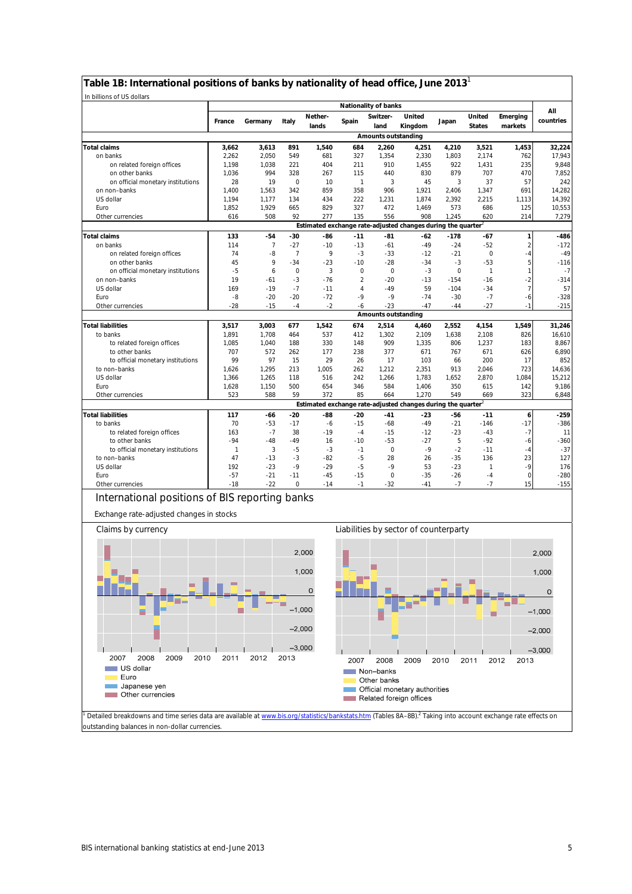## Table 1B: International positions of banks by nationality of head office, June 2013[1]

In billions of US dollars

| | Nationality of banks | | | | | | | | | | All countries |
|---|---|---|---|---|---|---|---|---|---|---|---|
| | France | Germany | Italy | Netherlands | Spain | Switzerland | United Kingdom | Japan | United States | Emerging markets | |
| | **Amounts outstanding** | | | | | | | | | | |
| **Total claims** | **3,662** | **3,613** | **891** | **1,540** | **684** | **2,260** | **4,251** | **4,210** | **3,521** | **1,453** | **32,224** |
| on banks | 2,262 | 2,050 | 549 | 681 | 327 | 1,354 | 2,330 | 1,803 | 2,174 | 762 | 17,943 |
| on related foreign offices | 1,198 | 1,038 | 221 | 404 | 211 | 910 | 1,455 | 922 | 1,431 | 235 | 9,848 |
| on other banks | 1,036 | 994 | 328 | 267 | 115 | 440 | 830 | 879 | 707 | 470 | 7,852 |
| on official monetary institutions | 28 | 19 | 0 | 10 | 1 | 3 | 45 | 3 | 37 | 57 | 242 |
| on non-banks | 1,400 | 1,563 | 342 | 859 | 358 | 906 | 1,921 | 2,406 | 1,347 | 691 | 14,282 |
| US dollar | 1,194 | 1,177 | 134 | 434 | 222 | 1,231 | 1,874 | 2,392 | 2,215 | 1,113 | 14,392 |
| Euro | 1,852 | 1,929 | 665 | 829 | 327 | 472 | 1,469 | 573 | 686 | 125 | 10,553 |
| Other currencies | 616 | 508 | 92 | 277 | 135 | 556 | 908 | 1,245 | 620 | 214 | 7,279 |
| | **Estimated exchange rate-adjusted changes during the quarter[2]** | | | | | | | | | | |
| **Total claims** | **133** | **-54** | **-30** | **-86** | **-11** | **-81** | **-62** | **-178** | **-67** | **1** | **-486** |
| on banks | 114 | 7 | -27 | -10 | -13 | -61 | -49 | -24 | -52 | 2 | -172 |
| on related foreign offices | 74 | -8 | 7 | 9 | -3 | -33 | -12 | -21 | 0 | -4 | -49 |
| on other banks | 45 | 9 | -34 | -23 | -10 | -28 | -34 | -3 | -53 | 5 | -116 |
| on official monetary institutions | -5 | 6 | 0 | 3 | 0 | 0 | -3 | 0 | 1 | 1 | -7 |
| on non-banks | 19 | -61 | -3 | -76 | 2 | -20 | -13 | -154 | -16 | -2 | -314 |
| US dollar | 169 | -19 | -7 | -11 | 4 | -49 | 59 | -104 | -34 | 7 | 57 |
| Euro | -8 | -20 | -20 | -72 | -9 | -9 | -74 | -30 | -7 | -6 | -328 |
| Other currencies | -28 | -15 | -4 | -2 | -6 | -23 | -47 | -44 | -27 | -1 | -215 |
| | **Amounts outstanding** | | | | | | | | | | |
| **Total liabilities** | **3,517** | **3,003** | **677** | **1,542** | **674** | **2,514** | **4,460** | **2,552** | **4,154** | **1,549** | **31,246** |
| to banks | 1,891 | 1,708 | 464 | 537 | 412 | 1,302 | 2,109 | 1,638 | 2,108 | 826 | 16,610 |
| to related foreign offices | 1,085 | 1,040 | 188 | 330 | 148 | 909 | 1,335 | 806 | 1,237 | 183 | 8,867 |
| to other banks | 707 | 572 | 262 | 177 | 238 | 377 | 671 | 767 | 671 | 626 | 6,890 |
| to official monetary institutions | 99 | 97 | 15 | 29 | 26 | 17 | 103 | 66 | 200 | 17 | 852 |
| to non-banks | 1,626 | 1,295 | 213 | 1,005 | 262 | 1,212 | 2,351 | 913 | 2,046 | 723 | 14,636 |
| US dollar | 1,366 | 1,265 | 118 | 516 | 242 | 1,266 | 1,783 | 1,652 | 2,870 | 1,084 | 15,212 |
| Euro | 1,628 | 1,150 | 500 | 654 | 346 | 584 | 1,406 | 350 | 615 | 142 | 9,186 |
| Other currencies | 523 | 588 | 59 | 372 | 85 | 664 | 1,270 | 549 | 669 | 323 | 6,848 |
| | **Estimated exchange rate-adjusted changes during the quarter[2]** | | | | | | | | | | |
| **Total liabilities** | **117** | **-66** | **-20** | **-88** | **-20** | **-41** | **-23** | **-56** | **-11** | **6** | **-259** |
| to banks | 70 | -53 | -17 | -6 | -15 | -68 | -49 | -21 | -146 | -17 | -386 |
| to related foreign offices | 163 | -7 | 38 | -19 | -4 | -15 | -12 | -23 | -43 | -7 | 11 |
| to other banks | -94 | -48 | -49 | 16 | -10 | -53 | -27 | 5 | -92 | -6 | -360 |
| to official monetary institutions | 1 | 3 | -5 | -3 | -1 | 0 | -9 | -2 | -11 | -4 | -37 |
| to non-banks | 47 | -13 | -3 | -82 | -5 | 28 | 26 | -35 | 136 | 23 | 127 |
| US dollar | 192 | -23 | -9 | -29 | -5 | -9 | 53 | -23 | 1 | -9 | 176 |
| Euro | -57 | -21 | -11 | -45 | -15 | 0 | -35 | -26 | -4 | 0 | -280 |
| Other currencies | -18 | -22 | 0 | -14 | -1 | -32 | -41 | -7 | -7 | 15 | -155 |

### International positions of BIS reporting banks

Exchange rate-adjusted changes in stocks

Claims by currency

Legend: US dollar; Euro; Japanese yen; Other currencies

Liabilities by sector of counterparty

Legend: Non-banks; Other banks; Official monetary authorities; Related foreign offices

[1] Detailed breakdowns and time series data are available at www.bis.org/statistics/bankstats.htm (Tables 8A–8B). [2] Taking into account exchange rate effects on outstanding balances in non-dollar currencies.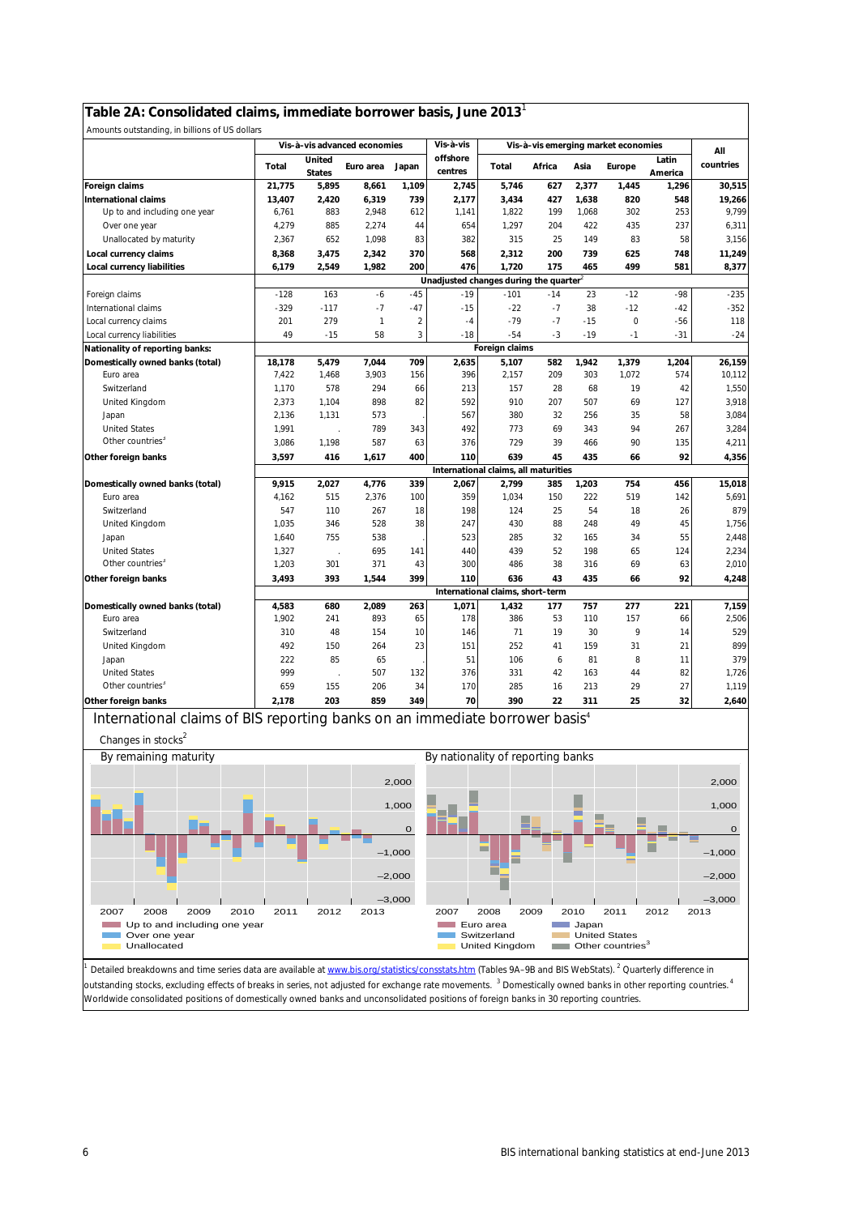## Table 2A: Consolidated claims, immediate borrower basis, June 2013[1]

Amounts outstanding, in billions of US dollars

| | Vis-à-vis advanced economies | | | | Vis-à-vis offshore centres | Vis-à-vis emerging market economies | | | | | All countries |
|---|---|---|---|---|---|---|---|---|---|---|---|
| | Total | United States | Euro area | Japan | | Total | Africa | Asia | Europe | Latin America | |
| **Foreign claims** | 21,775 | 5,895 | 8,661 | 1,109 | 2,745 | 5,746 | 627 | 2,377 | 1,445 | 1,296 | 30,515 |
| **International claims** | 13,407 | 2,420 | 6,319 | 739 | 2,177 | 3,434 | 427 | 1,638 | 820 | 548 | 19,266 |
| Up to and including one year | 6,761 | 883 | 2,948 | 612 | 1,141 | 1,822 | 199 | 1,068 | 302 | 253 | 9,799 |
| Over one year | 4,279 | 885 | 2,274 | 44 | 654 | 1,297 | 204 | 422 | 435 | 237 | 6,311 |
| Unallocated by maturity | 2,367 | 652 | 1,098 | 83 | 382 | 315 | 25 | 149 | 83 | 58 | 3,156 |
| **Local currency claims** | 8,368 | 3,475 | 2,342 | 370 | 568 | 2,312 | 200 | 739 | 625 | 748 | 11,249 |
| **Local currency liabilities** | 6,179 | 2,549 | 1,982 | 200 | 476 | 1,720 | 175 | 465 | 499 | 581 | 8,377 |
| | **Unadjusted changes during the quarter[2]** | | | | | | | | | | |
| Foreign claims | -128 | 163 | -6 | -45 | -19 | -101 | -14 | 23 | -12 | -98 | -235 |
| International claims | -329 | -117 | -7 | -47 | -15 | -22 | -7 | 38 | -12 | -42 | -352 |
| Local currency claims | 201 | 279 | 1 | 2 | -4 | -79 | -7 | -15 | 0 | -56 | 118 |
| Local currency liabilities | 49 | -15 | 58 | 3 | -18 | -54 | -3 | -19 | -1 | -31 | -24 |
| **Nationality of reporting banks:** | **Foreign claims** | | | | | | | | | | |
| **Domestically owned banks (total)** | 18,178 | 5,479 | 7,044 | 709 | 2,635 | 5,107 | 582 | 1,942 | 1,379 | 1,204 | 26,159 |
| Euro area | 7,422 | 1,468 | 3,903 | 156 | 396 | 2,157 | 209 | 303 | 1,072 | 574 | 10,112 |
| Switzerland | 1,170 | 578 | 294 | 66 | 213 | 157 | 28 | 68 | 19 | 42 | 1,550 |
| United Kingdom | 2,373 | 1,104 | 898 | 82 | 592 | 910 | 207 | 507 | 69 | 127 | 3,918 |
| Japan | 2,136 | 1,131 | 573 | . | 567 | 380 | 32 | 256 | 35 | 58 | 3,084 |
| United States | 1,991 | . | 789 | 343 | 492 | 773 | 69 | 343 | 94 | 267 | 3,284 |
| Other countries[4] | 3,086 | 1,198 | 587 | 63 | 376 | 729 | 39 | 466 | 90 | 135 | 4,211 |
| **Other foreign banks** | 3,597 | 416 | 1,617 | 400 | 110 | 639 | 45 | 435 | 66 | 92 | 4,356 |
| | **International claims, all maturities** | | | | | | | | | | |
| **Domestically owned banks (total)** | 9,915 | 2,027 | 4,776 | 339 | 2,067 | 2,799 | 385 | 1,203 | 754 | 456 | 15,018 |
| Euro area | 4,162 | 515 | 2,376 | 100 | 359 | 1,034 | 150 | 222 | 519 | 142 | 5,691 |
| Switzerland | 547 | 110 | 267 | 18 | 198 | 124 | 25 | 54 | 18 | 26 | 879 |
| United Kingdom | 1,035 | 346 | 528 | 38 | 247 | 430 | 88 | 248 | 49 | 45 | 1,756 |
| Japan | 1,640 | 755 | 538 | . | 523 | 285 | 32 | 165 | 34 | 55 | 2,448 |
| United States | 1,327 | . | 695 | 141 | 440 | 439 | 52 | 198 | 65 | 124 | 2,234 |
| Other countries[4] | 1,203 | 301 | 371 | 43 | 300 | 486 | 38 | 316 | 69 | 63 | 2,010 |
| **Other foreign banks** | 3,493 | 393 | 1,544 | 399 | 110 | 636 | 43 | 435 | 66 | 92 | 4,248 |
| | **International claims, short-term** | | | | | | | | | | |
| **Domestically owned banks (total)** | 4,583 | 680 | 2,089 | 263 | 1,071 | 1,432 | 177 | 757 | 277 | 221 | 7,159 |
| Euro area | 1,902 | 241 | 893 | 65 | 178 | 386 | 53 | 110 | 157 | 66 | 2,506 |
| Switzerland | 310 | 48 | 154 | 10 | 146 | 71 | 19 | 30 | 9 | 14 | 529 |
| United Kingdom | 492 | 150 | 264 | 23 | 151 | 252 | 41 | 159 | 31 | 21 | 899 |
| Japan | 222 | 85 | 65 | . | 51 | 106 | 6 | 81 | 8 | 11 | 379 |
| United States | 999 | . | 507 | 132 | 376 | 331 | 42 | 163 | 44 | 82 | 1,726 |
| Other countries[4] | 659 | 155 | 206 | 34 | 170 | 285 | 16 | 213 | 29 | 27 | 1,119 |
| **Other foreign banks** | 2,178 | 203 | 859 | 349 | 70 | 390 | 22 | 311 | 25 | 32 | 2,640 |

### International claims of BIS reporting banks on an immediate borrower basis[4]

Changes in stocks[2]

By remaining maturity — Legend: Up to and including one year; Over one year; Unallocated

By nationality of reporting banks — Legend: Euro area; Switzerland; United Kingdom; Japan; United States; Other countries[3]

[1] Detailed breakdowns and time series data are available at www.bis.org/statistics/consstats.htm (Tables 9A–9B and BIS WebStats). [2] Quarterly difference in outstanding stocks, excluding effects of breaks in series, not adjusted for exchange rate movements. [3] Domestically owned banks in other reporting countries. [4] Worldwide consolidated positions of domestically owned banks and unconsolidated positions of foreign banks in 30 reporting countries.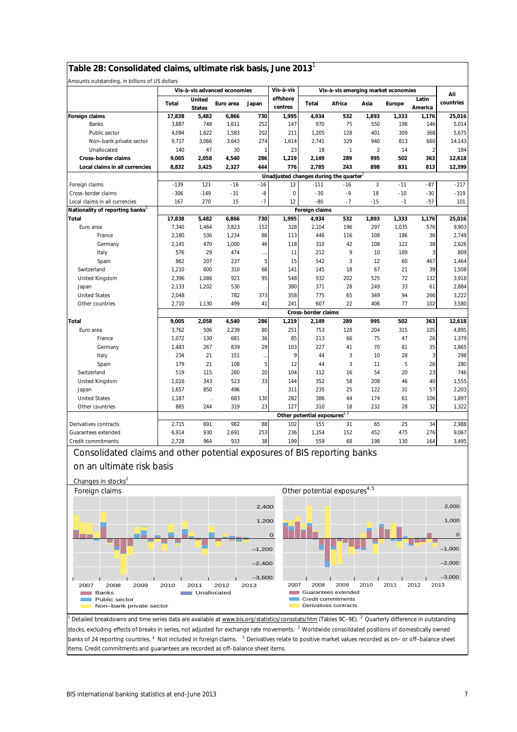## Table 2B: Consolidated claims, ultimate risk basis, June 2013[1]

Amounts outstanding, in billions of US dollars

| | Vis-à-vis advanced economies | | | | Vis-à-vis offshore centres | Vis-à-vis emerging market economies | | | | | All countries |
|---|---|---|---|---|---|---|---|---|---|---|---|
| | Total | United States | Euro area | Japan | | Total | Africa | Asia | Europe | Latin America | |
| **Foreign claims** | 17,838 | 5,482 | 6,866 | 730 | 1,995 | 4,934 | 532 | 1,893 | 1,333 | 1,176 | 25,016 |
| Banks | 3,887 | 748 | 1,611 | 252 | 147 | 970 | 75 | 550 | 198 | 146 | 5,014 |
| Public sector | 4,094 | 1,622 | 1,583 | 202 | 211 | 1,205 | 128 | 401 | 309 | 368 | 5,675 |
| Non-bank private sector | 9,717 | 3,066 | 3,643 | 274 | 1,614 | 2,741 | 329 | 940 | 813 | 660 | 14,143 |
| Unallocated | 140 | 47 | 30 | 1 | 23 | 18 | 1 | 2 | 14 | 2 | 184 |
| **Cross-border claims** | 9,005 | 2,058 | 4,540 | 286 | 1,219 | 2,149 | 289 | 995 | 502 | 363 | 12,618 |
| **Local claims in all currencies** | 8,832 | 3,425 | 2,327 | 444 | 776 | 2,785 | 243 | 898 | 831 | 813 | 12,399 |
| | | | | | Unadjusted changes during the quarter[2] | | | | | | |
| Foreign claims | -139 | 121 | -16 | -16 | 13 | -111 | -16 | 3 | -11 | -87 | -217 |
| Cross-border claims | -306 | -149 | -31 | -8 | 0 | -30 | -9 | 18 | -10 | -30 | -319 |
| Local claims in all currencies | 167 | 270 | 15 | -7 | 12 | -80 | -7 | -15 | -1 | -57 | 101 |
| **Nationality of reporting banks**[3] | | | | | Foreign claims | | | | | | |
| **Total** | 17,838 | 5,482 | 6,866 | 730 | 1,995 | 4,934 | 532 | 1,893 | 1,333 | 1,176 | 25,016 |
| Euro area | 7,340 | 1,464 | 3,823 | 152 | 328 | 2,104 | 196 | 297 | 1,035 | 576 | 9,903 |
| France | 2,180 | 536 | 1,234 | 86 | 113 | 446 | 116 | 108 | 186 | 36 | 2,749 |
| Germany | 2,145 | 470 | 1,000 | 46 | 118 | 310 | 42 | 108 | 122 | 38 | 2,626 |
| Italy | 576 | 29 | 474 | … | 11 | 212 | 9 | 10 | 189 | 3 | 809 |
| Spain | 862 | 207 | 237 | 5 | 15 | 542 | 3 | 12 | 60 | 467 | 1,464 |
| Switzerland | 1,210 | 600 | 310 | 68 | 141 | 145 | 18 | 67 | 21 | 39 | 1,508 |
| United Kingdom | 2,396 | 1,086 | 921 | 95 | 548 | 932 | 202 | 525 | 72 | 132 | 3,918 |
| Japan | 2,133 | 1,202 | 530 | . | 380 | 371 | 28 | 249 | 33 | 61 | 2,884 |
| United States | 2,048 | . | 782 | 373 | 358 | 775 | 65 | 349 | 94 | 266 | 3,222 |
| Other countries | 2,710 | 1,130 | 499 | 41 | 241 | 607 | 22 | 406 | 77 | 102 | 3,580 |
| | | | | | Cross-border claims | | | | | | |
| **Total** | 9,005 | 2,058 | 4,540 | 286 | 1,219 | 2,149 | 289 | 995 | 502 | 363 | 12,618 |
| Euro area | 3,762 | 506 | 2,239 | 80 | 251 | 753 | 128 | 204 | 315 | 105 | 4,895 |
| France | 1,072 | 130 | 681 | 36 | 85 | 213 | 66 | 75 | 47 | 26 | 1,379 |
| Germany | 1,483 | 267 | 839 | 29 | 103 | 227 | 41 | 70 | 81 | 35 | 1,865 |
| Italy | 234 | 21 | 151 | … | 9 | 44 | 3 | 10 | 28 | 3 | 298 |
| Spain | 179 | 21 | 108 | 5 | 12 | 44 | 3 | 11 | 5 | 26 | 280 |
| Switzerland | 519 | 115 | 280 | 20 | 104 | 112 | 16 | 54 | 20 | 23 | 746 |
| United Kingdom | 1,016 | 343 | 523 | 33 | 144 | 352 | 58 | 208 | 46 | 40 | 1,555 |
| Japan | 1,657 | 850 | 496 | . | 311 | 235 | 25 | 122 | 31 | 57 | 2,203 |
| United States | 1,187 | . | 683 | 130 | 282 | 386 | 44 | 174 | 61 | 106 | 1,897 |
| Other countries | 865 | 244 | 319 | 23 | 127 | 310 | 18 | 232 | 28 | 32 | 1,322 |
| | | | | | Other potential exposures[4,5] | | | | | | |
| Derivatives contracts | 2,715 | 691 | 982 | 88 | 102 | 155 | 31 | 65 | 25 | 34 | 2,988 |
| Guarantees extended | 6,914 | 930 | 2,691 | 253 | 236 | 1,354 | 152 | 452 | 475 | 276 | 9,067 |
| Credit commitments | 2,728 | 964 | 933 | 38 | 199 | 559 | 68 | 198 | 130 | 164 | 3,495 |

### Consolidated claims and other potential exposures of BIS reporting banks on an ultimate risk basis

Changes in stocks[2]

Foreign claims

Banks; Public sector; Non-bank private sector; Unallocated

Other potential exposures[4,5]

Guarantees extended; Credit commitments; Derivatives contracts

[1] Detailed breakdowns and time series data are available at www.bis.org/statistics/consstats/htm (Tables 9C–9E). [2] Quarterly difference in outstanding stocks, excluding effects of breaks in series, not adjusted for exchange rate movements. [3] Worldwide consolidated positions of domestically owned banks of 24 reporting countries. [4] Not included in foreign claims. [5] Derivatives relate to positive market values recorded as on- or off-balance sheet items. Credit commitments and guarantees are recorded as off-balance sheet items.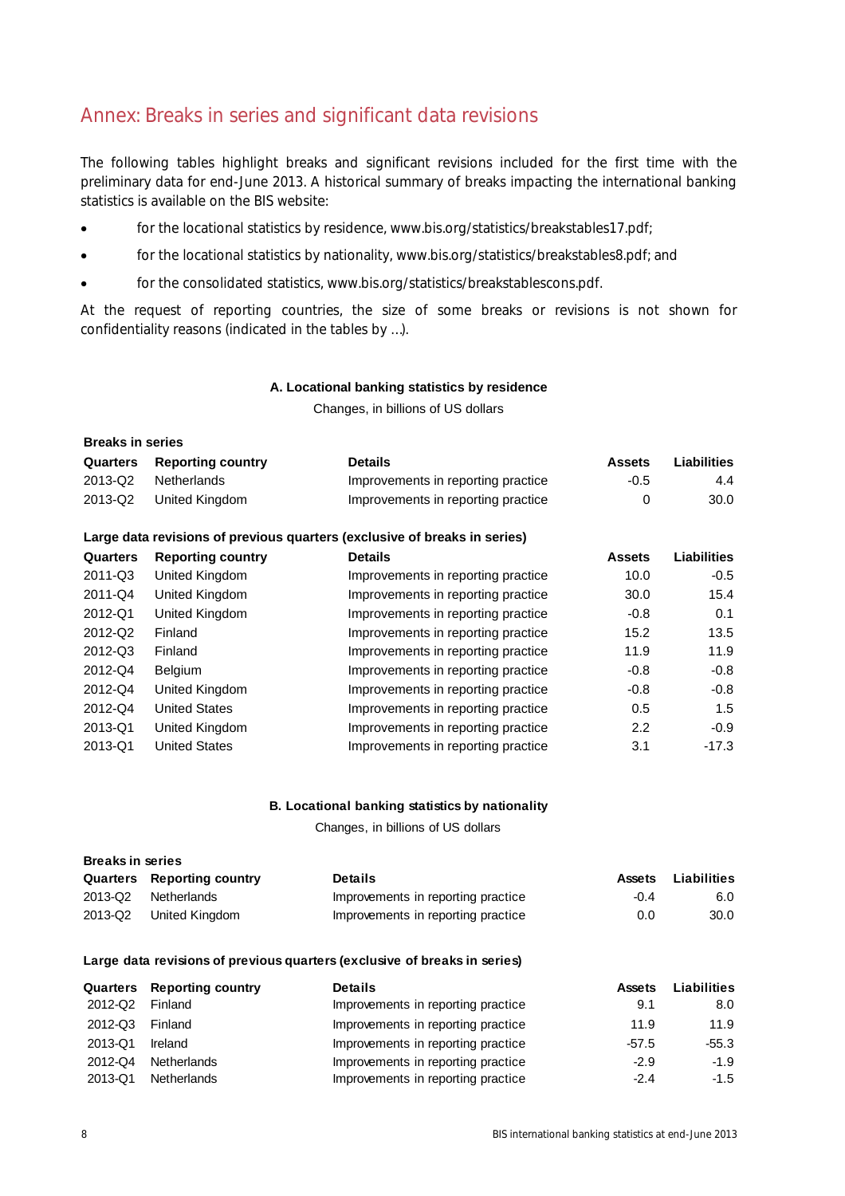## Annex: Breaks in series and significant data revisions

The following tables highlight breaks and significant revisions included for the first time with the preliminary data for end-June 2013. A historical summary of breaks impacting the international banking statistics is available on the BIS website:

- for the locational statistics by residence, www.bis.org/statistics/breakstables17.pdf;
- for the locational statistics by nationality, www.bis.org/statistics/breakstables8.pdf; and
- for the consolidated statistics, www.bis.org/statistics/breakstablescons.pdf.

At the request of reporting countries, the size of some breaks or revisions is not shown for confidentiality reasons (indicated in the tables by …).

### A. Locational banking statistics by residence

Changes, in billions of US dollars

**Breaks in series**

| Quarters | Reporting country | Details | Assets | Liabilities |
|---|---|---|---|---|
| 2013-Q2 | Netherlands | Improvements in reporting practice | -0.5 | 4.4 |
| 2013-Q2 | United Kingdom | Improvements in reporting practice | 0 | 30.0 |

**Large data revisions of previous quarters (exclusive of breaks in series)**

| Quarters | Reporting country | Details | Assets | Liabilities |
|---|---|---|---|---|
| 2011-Q3 | United Kingdom | Improvements in reporting practice | 10.0 | -0.5 |
| 2011-Q4 | United Kingdom | Improvements in reporting practice | 30.0 | 15.4 |
| 2012-Q1 | United Kingdom | Improvements in reporting practice | -0.8 | 0.1 |
| 2012-Q2 | Finland | Improvements in reporting practice | 15.2 | 13.5 |
| 2012-Q3 | Finland | Improvements in reporting practice | 11.9 | 11.9 |
| 2012-Q4 | Belgium | Improvements in reporting practice | -0.8 | -0.8 |
| 2012-Q4 | United Kingdom | Improvements in reporting practice | -0.8 | -0.8 |
| 2012-Q4 | United States | Improvements in reporting practice | 0.5 | 1.5 |
| 2013-Q1 | United Kingdom | Improvements in reporting practice | 2.2 | -0.9 |
| 2013-Q1 | United States | Improvements in reporting practice | 3.1 | -17.3 |

### B. Locational banking statistics by nationality

Changes, in billions of US dollars

**Breaks in series**

| Quarters | Reporting country | Details | Assets | Liabilities |
|---|---|---|---|---|
| 2013-Q2 | Netherlands | Improvements in reporting practice | -0.4 | 6.0 |
| 2013-Q2 | United Kingdom | Improvements in reporting practice | 0.0 | 30.0 |

**Large data revisions of previous quarters (exclusive of breaks in series)**

| Quarters | Reporting country | Details | Assets | Liabilities |
|---|---|---|---|---|
| 2012-Q2 | Finland | Improvements in reporting practice | 9.1 | 8.0 |
| 2012-Q3 | Finland | Improvements in reporting practice | 11.9 | 11.9 |
| 2013-Q1 | Ireland | Improvements in reporting practice | -57.5 | -55.3 |
| 2012-Q4 | Netherlands | Improvements in reporting practice | -2.9 | -1.9 |
| 2013-Q1 | Netherlands | Improvements in reporting practice | -2.4 | -1.5 |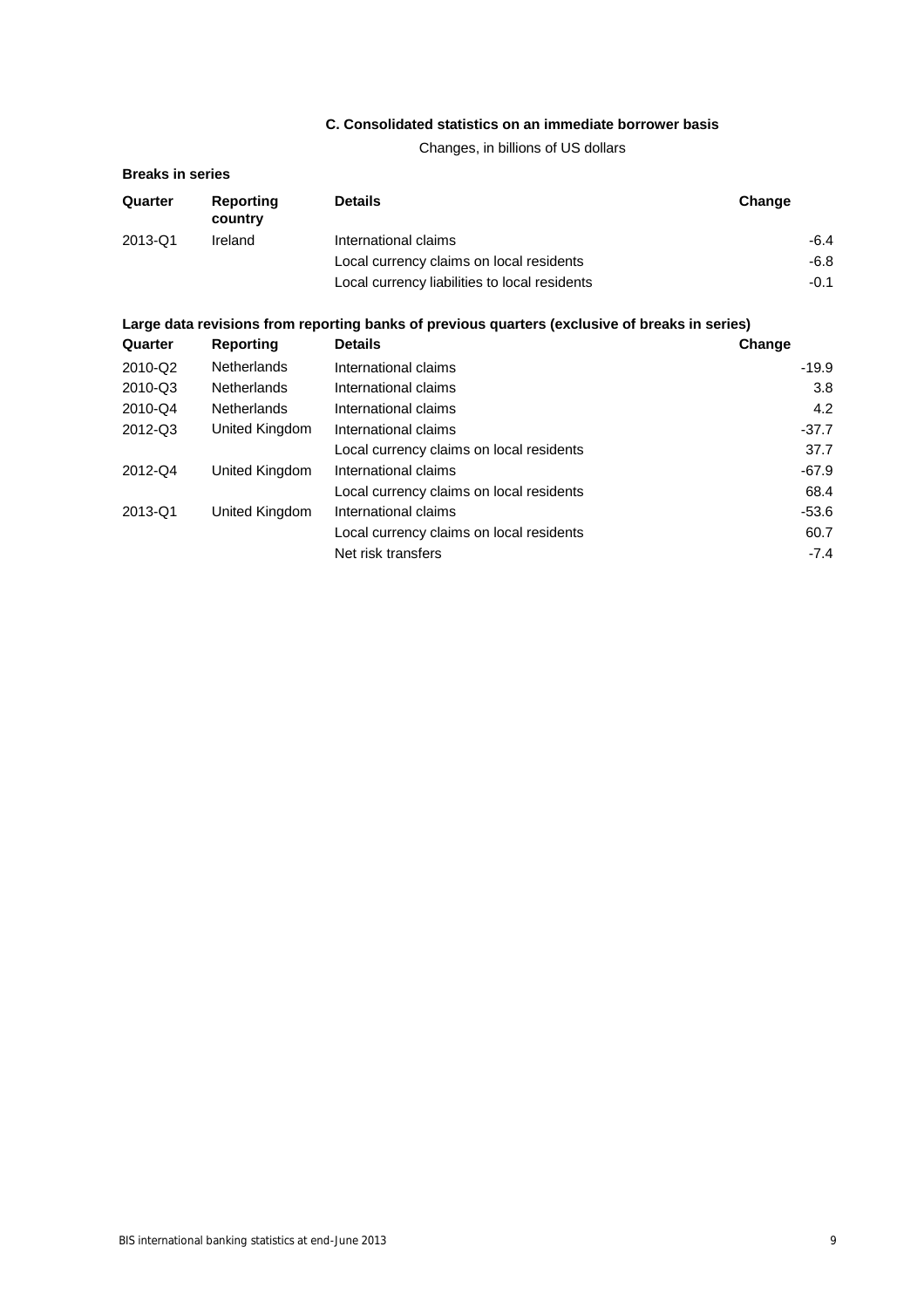### C. Consolidated statistics on an immediate borrower basis

Changes, in billions of US dollars

**Breaks in series**

| Quarter | Reporting country | Details | Change |
|---|---|---|---|
| 2013-Q1 | Ireland | International claims | -6.4 |
| | | Local currency claims on local residents | -6.8 |
| | | Local currency liabilities to local residents | -0.1 |

**Large data revisions from reporting banks of previous quarters (exclusive of breaks in series)**

| Quarter | Reporting | Details | Change |
|---|---|---|---|
| 2010-Q2 | Netherlands | International claims | -19.9 |
| 2010-Q3 | Netherlands | International claims | 3.8 |
| 2010-Q4 | Netherlands | International claims | 4.2 |
| 2012-Q3 | United Kingdom | International claims | -37.7 |
| | | Local currency claims on local residents | 37.7 |
| 2012-Q4 | United Kingdom | International claims | -67.9 |
| | | Local currency claims on local residents | 68.4 |
| 2013-Q1 | United Kingdom | International claims | -53.6 |
| | | Local currency claims on local residents | 60.7 |
| | | Net risk transfers | -7.4 |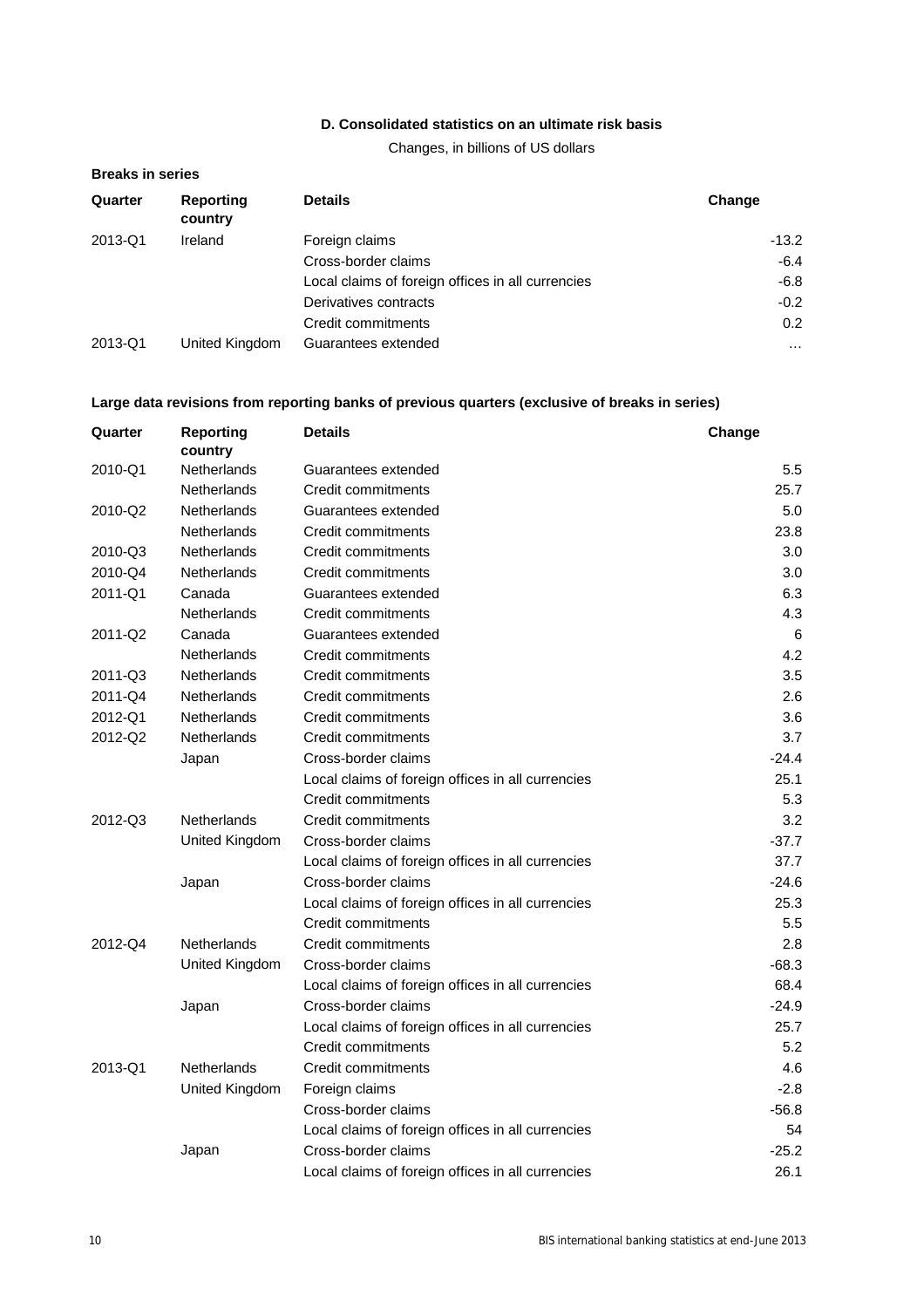### D. Consolidated statistics on an ultimate risk basis

Changes, in billions of US dollars

**Breaks in series**

| Quarter | Reporting country | Details | Change |
|---|---|---|---|
| 2013-Q1 | Ireland | Foreign claims | -13.2 |
| | | Cross-border claims | -6.4 |
| | | Local claims of foreign offices in all currencies | -6.8 |
| | | Derivatives contracts | -0.2 |
| | | Credit commitments | 0.2 |
| 2013-Q1 | United Kingdom | Guarantees extended | … |

**Large data revisions from reporting banks of previous quarters (exclusive of breaks in series)**

| Quarter | Reporting country | Details | Change |
|---|---|---|---|
| 2010-Q1 | Netherlands | Guarantees extended | 5.5 |
| | Netherlands | Credit commitments | 25.7 |
| 2010-Q2 | Netherlands | Guarantees extended | 5.0 |
| | Netherlands | Credit commitments | 23.8 |
| 2010-Q3 | Netherlands | Credit commitments | 3.0 |
| 2010-Q4 | Netherlands | Credit commitments | 3.0 |
| 2011-Q1 | Canada | Guarantees extended | 6.3 |
| | Netherlands | Credit commitments | 4.3 |
| 2011-Q2 | Canada | Guarantees extended | 6 |
| | Netherlands | Credit commitments | 4.2 |
| 2011-Q3 | Netherlands | Credit commitments | 3.5 |
| 2011-Q4 | Netherlands | Credit commitments | 2.6 |
| 2012-Q1 | Netherlands | Credit commitments | 3.6 |
| 2012-Q2 | Netherlands | Credit commitments | 3.7 |
| | Japan | Cross-border claims | -24.4 |
| | | Local claims of foreign offices in all currencies | 25.1 |
| | | Credit commitments | 5.3 |
| 2012-Q3 | Netherlands | Credit commitments | 3.2 |
| | United Kingdom | Cross-border claims | -37.7 |
| | | Local claims of foreign offices in all currencies | 37.7 |
| | Japan | Cross-border claims | -24.6 |
| | | Local claims of foreign offices in all currencies | 25.3 |
| | | Credit commitments | 5.5 |
| 2012-Q4 | Netherlands | Credit commitments | 2.8 |
| | United Kingdom | Cross-border claims | -68.3 |
| | | Local claims of foreign offices in all currencies | 68.4 |
| | Japan | Cross-border claims | -24.9 |
| | | Local claims of foreign offices in all currencies | 25.7 |
| | | Credit commitments | 5.2 |
| 2013-Q1 | Netherlands | Credit commitments | 4.6 |
| | United Kingdom | Foreign claims | -2.8 |
| | | Cross-border claims | -56.8 |
| | | Local claims of foreign offices in all currencies | 54 |
| | Japan | Cross-border claims | -25.2 |
| | | Local claims of foreign offices in all currencies | 26.1 |